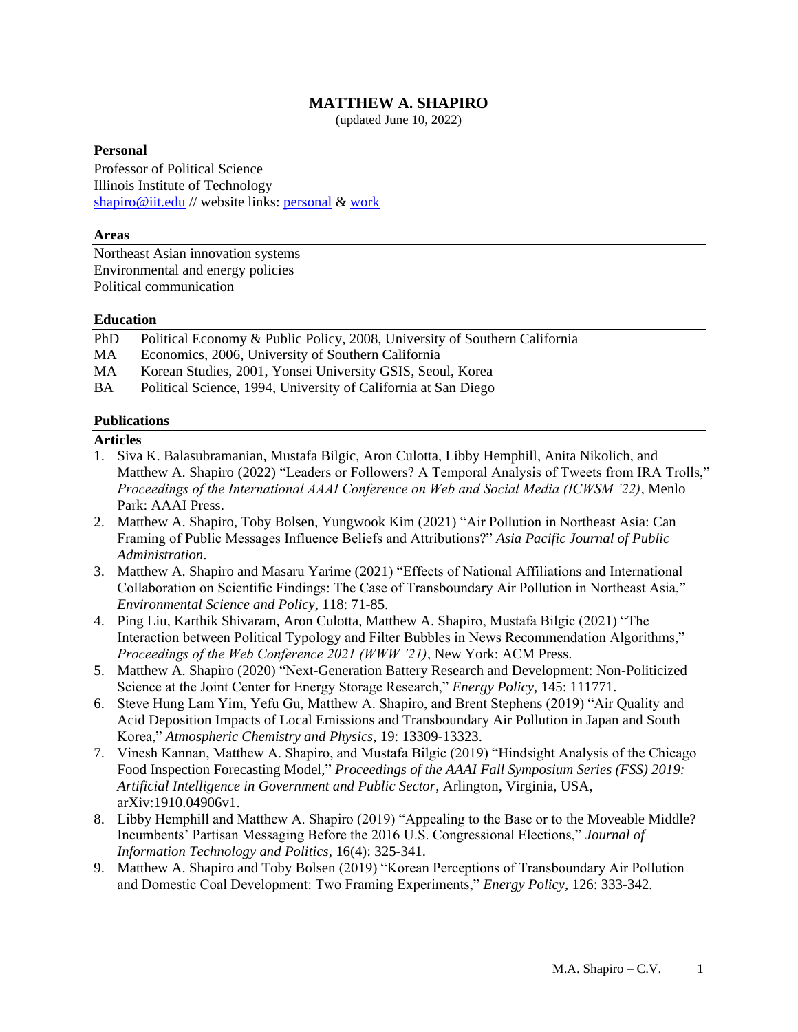# MATTHEW A. SHAPIRO

(updated June 10, 2022)

## Personal

Professor of Political Science
Illinois Institute of Technology
shapiro@iit.edu // website links: personal & work

## Areas

Northeast Asian innovation systems
Environmental and energy policies
Political communication

## Education

PhD Political Economy & Public Policy, 2008, University of Southern California
MA Economics, 2006, University of Southern California
MA Korean Studies, 2001, Yonsei University GSIS, Seoul, Korea
BA Political Science, 1994, University of California at San Diego

## Publications

### Articles

1. Siva K. Balasubramanian, Mustafa Bilgic, Aron Culotta, Libby Hemphill, Anita Nikolich, and Matthew A. Shapiro (2022) "Leaders or Followers? A Temporal Analysis of Tweets from IRA Trolls," *Proceedings of the International AAAI Conference on Web and Social Media (ICWSM '22)*, Menlo Park: AAAI Press.
2. Matthew A. Shapiro, Toby Bolsen, Yungwook Kim (2021) "Air Pollution in Northeast Asia: Can Framing of Public Messages Influence Beliefs and Attributions?" *Asia Pacific Journal of Public Administration*.
3. Matthew A. Shapiro and Masaru Yarime (2021) "Effects of National Affiliations and International Collaboration on Scientific Findings: The Case of Transboundary Air Pollution in Northeast Asia," *Environmental Science and Policy*, 118: 71-85.
4. Ping Liu, Karthik Shivaram, Aron Culotta, Matthew A. Shapiro, Mustafa Bilgic (2021) "The Interaction between Political Typology and Filter Bubbles in News Recommendation Algorithms," *Proceedings of the Web Conference 2021 (WWW '21)*, New York: ACM Press.
5. Matthew A. Shapiro (2020) "Next-Generation Battery Research and Development: Non-Politicized Science at the Joint Center for Energy Storage Research," *Energy Policy*, 145: 111771.
6. Steve Hung Lam Yim, Yefu Gu, Matthew A. Shapiro, and Brent Stephens (2019) "Air Quality and Acid Deposition Impacts of Local Emissions and Transboundary Air Pollution in Japan and South Korea," *Atmospheric Chemistry and Physics*, 19: 13309-13323.
7. Vinesh Kannan, Matthew A. Shapiro, and Mustafa Bilgic (2019) "Hindsight Analysis of the Chicago Food Inspection Forecasting Model," *Proceedings of the AAAI Fall Symposium Series (FSS) 2019: Artificial Intelligence in Government and Public Sector*, Arlington, Virginia, USA, arXiv:1910.04906v1.
8. Libby Hemphill and Matthew A. Shapiro (2019) "Appealing to the Base or to the Moveable Middle? Incumbents' Partisan Messaging Before the 2016 U.S. Congressional Elections," *Journal of Information Technology and Politics*, 16(4): 325-341.
9. Matthew A. Shapiro and Toby Bolsen (2019) "Korean Perceptions of Transboundary Air Pollution and Domestic Coal Development: Two Framing Experiments," *Energy Policy*, 126: 333-342.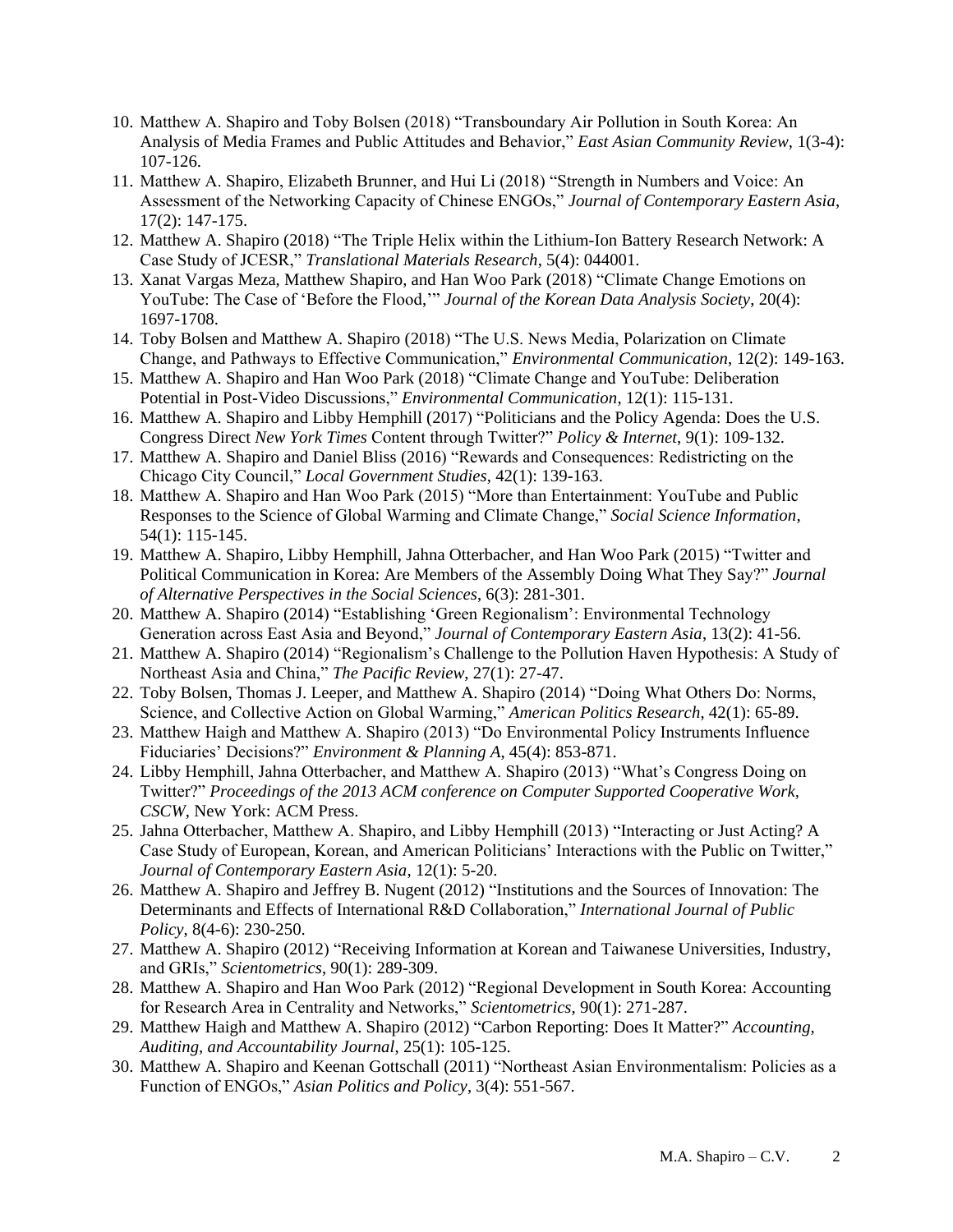10. Matthew A. Shapiro and Toby Bolsen (2018) "Transboundary Air Pollution in South Korea: An Analysis of Media Frames and Public Attitudes and Behavior," *East Asian Community Review*, 1(3-4): 107-126.
11. Matthew A. Shapiro, Elizabeth Brunner, and Hui Li (2018) "Strength in Numbers and Voice: An Assessment of the Networking Capacity of Chinese ENGOs," *Journal of Contemporary Eastern Asia*, 17(2): 147-175.
12. Matthew A. Shapiro (2018) "The Triple Helix within the Lithium-Ion Battery Research Network: A Case Study of JCESR," *Translational Materials Research*, 5(4): 044001.
13. Xanat Vargas Meza, Matthew Shapiro, and Han Woo Park (2018) "Climate Change Emotions on YouTube: The Case of 'Before the Flood,'" *Journal of the Korean Data Analysis Society*, 20(4): 1697-1708.
14. Toby Bolsen and Matthew A. Shapiro (2018) "The U.S. News Media, Polarization on Climate Change, and Pathways to Effective Communication," *Environmental Communication*, 12(2): 149-163.
15. Matthew A. Shapiro and Han Woo Park (2018) "Climate Change and YouTube: Deliberation Potential in Post-Video Discussions," *Environmental Communication*, 12(1): 115-131.
16. Matthew A. Shapiro and Libby Hemphill (2017) "Politicians and the Policy Agenda: Does the U.S. Congress Direct *New York Times* Content through Twitter?" *Policy & Internet*, 9(1): 109-132.
17. Matthew A. Shapiro and Daniel Bliss (2016) "Rewards and Consequences: Redistricting on the Chicago City Council," *Local Government Studies*, 42(1): 139-163.
18. Matthew A. Shapiro and Han Woo Park (2015) "More than Entertainment: YouTube and Public Responses to the Science of Global Warming and Climate Change," *Social Science Information*, 54(1): 115-145.
19. Matthew A. Shapiro, Libby Hemphill, Jahna Otterbacher, and Han Woo Park (2015) "Twitter and Political Communication in Korea: Are Members of the Assembly Doing What They Say?" *Journal of Alternative Perspectives in the Social Sciences*, 6(3): 281-301.
20. Matthew A. Shapiro (2014) "Establishing 'Green Regionalism': Environmental Technology Generation across East Asia and Beyond," *Journal of Contemporary Eastern Asia*, 13(2): 41-56.
21. Matthew A. Shapiro (2014) "Regionalism's Challenge to the Pollution Haven Hypothesis: A Study of Northeast Asia and China," *The Pacific Review*, 27(1): 27-47.
22. Toby Bolsen, Thomas J. Leeper, and Matthew A. Shapiro (2014) "Doing What Others Do: Norms, Science, and Collective Action on Global Warming," *American Politics Research*, 42(1): 65-89.
23. Matthew Haigh and Matthew A. Shapiro (2013) "Do Environmental Policy Instruments Influence Fiduciaries' Decisions?" *Environment & Planning A*, 45(4): 853-871.
24. Libby Hemphill, Jahna Otterbacher, and Matthew A. Shapiro (2013) "What's Congress Doing on Twitter?" *Proceedings of the 2013 ACM conference on Computer Supported Cooperative Work, CSCW*, New York: ACM Press.
25. Jahna Otterbacher, Matthew A. Shapiro, and Libby Hemphill (2013) "Interacting or Just Acting? A Case Study of European, Korean, and American Politicians' Interactions with the Public on Twitter," *Journal of Contemporary Eastern Asia*, 12(1): 5-20.
26. Matthew A. Shapiro and Jeffrey B. Nugent (2012) "Institutions and the Sources of Innovation: The Determinants and Effects of International R&D Collaboration," *International Journal of Public Policy*, 8(4-6): 230-250.
27. Matthew A. Shapiro (2012) "Receiving Information at Korean and Taiwanese Universities, Industry, and GRIs," *Scientometrics*, 90(1): 289-309.
28. Matthew A. Shapiro and Han Woo Park (2012) "Regional Development in South Korea: Accounting for Research Area in Centrality and Networks," *Scientometrics*, 90(1): 271-287.
29. Matthew Haigh and Matthew A. Shapiro (2012) "Carbon Reporting: Does It Matter?" *Accounting, Auditing, and Accountability Journal*, 25(1): 105-125.
30. Matthew A. Shapiro and Keenan Gottschall (2011) "Northeast Asian Environmentalism: Policies as a Function of ENGOs," *Asian Politics and Policy*, 3(4): 551-567.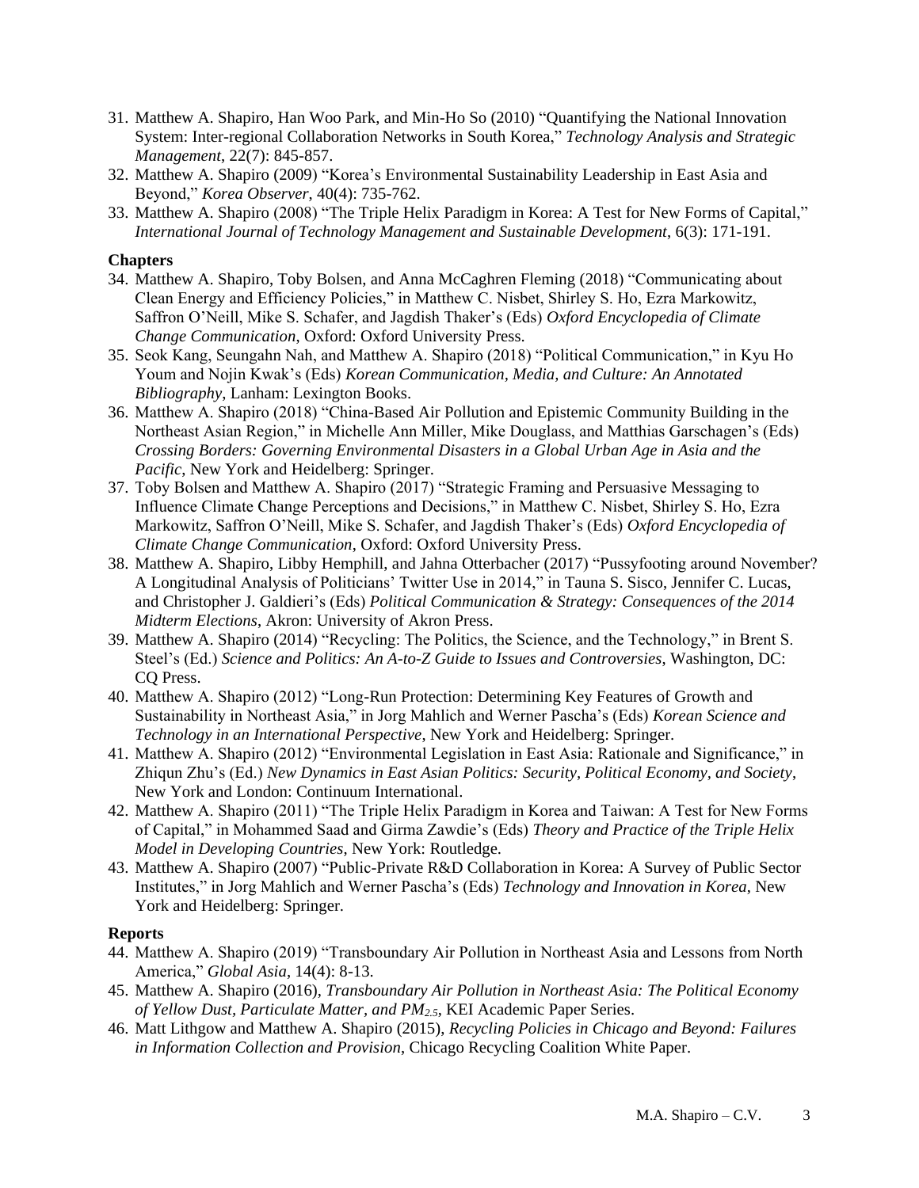31. Matthew A. Shapiro, Han Woo Park, and Min-Ho So (2010) "Quantifying the National Innovation System: Inter-regional Collaboration Networks in South Korea," *Technology Analysis and Strategic Management*, 22(7): 845-857.
32. Matthew A. Shapiro (2009) "Korea's Environmental Sustainability Leadership in East Asia and Beyond," *Korea Observer*, 40(4): 735-762.
33. Matthew A. Shapiro (2008) "The Triple Helix Paradigm in Korea: A Test for New Forms of Capital," *International Journal of Technology Management and Sustainable Development*, 6(3): 171-191.

**Chapters**

34. Matthew A. Shapiro, Toby Bolsen, and Anna McCaghren Fleming (2018) "Communicating about Clean Energy and Efficiency Policies," in Matthew C. Nisbet, Shirley S. Ho, Ezra Markowitz, Saffron O'Neill, Mike S. Schafer, and Jagdish Thaker's (Eds) *Oxford Encyclopedia of Climate Change Communication*, Oxford: Oxford University Press.
35. Seok Kang, Seungahn Nah, and Matthew A. Shapiro (2018) "Political Communication," in Kyu Ho Youm and Nojin Kwak's (Eds) *Korean Communication, Media, and Culture: An Annotated Bibliography*, Lanham: Lexington Books.
36. Matthew A. Shapiro (2018) "China-Based Air Pollution and Epistemic Community Building in the Northeast Asian Region," in Michelle Ann Miller, Mike Douglass, and Matthias Garschagen's (Eds) *Crossing Borders: Governing Environmental Disasters in a Global Urban Age in Asia and the Pacific*, New York and Heidelberg: Springer.
37. Toby Bolsen and Matthew A. Shapiro (2017) "Strategic Framing and Persuasive Messaging to Influence Climate Change Perceptions and Decisions," in Matthew C. Nisbet, Shirley S. Ho, Ezra Markowitz, Saffron O'Neill, Mike S. Schafer, and Jagdish Thaker's (Eds) *Oxford Encyclopedia of Climate Change Communication*, Oxford: Oxford University Press.
38. Matthew A. Shapiro, Libby Hemphill, and Jahna Otterbacher (2017) "Pussyfooting around November? A Longitudinal Analysis of Politicians' Twitter Use in 2014," in Tauna S. Sisco, Jennifer C. Lucas, and Christopher J. Galdieri's (Eds) *Political Communication & Strategy: Consequences of the 2014 Midterm Elections*, Akron: University of Akron Press.
39. Matthew A. Shapiro (2014) "Recycling: The Politics, the Science, and the Technology," in Brent S. Steel's (Ed.) *Science and Politics: An A-to-Z Guide to Issues and Controversies*, Washington, DC: CQ Press.
40. Matthew A. Shapiro (2012) "Long-Run Protection: Determining Key Features of Growth and Sustainability in Northeast Asia," in Jorg Mahlich and Werner Pascha's (Eds) *Korean Science and Technology in an International Perspective*, New York and Heidelberg: Springer.
41. Matthew A. Shapiro (2012) "Environmental Legislation in East Asia: Rationale and Significance," in Zhiqun Zhu's (Ed.) *New Dynamics in East Asian Politics: Security, Political Economy, and Society*, New York and London: Continuum International.
42. Matthew A. Shapiro (2011) "The Triple Helix Paradigm in Korea and Taiwan: A Test for New Forms of Capital," in Mohammed Saad and Girma Zawdie's (Eds) *Theory and Practice of the Triple Helix Model in Developing Countries*, New York: Routledge.
43. Matthew A. Shapiro (2007) "Public-Private R&D Collaboration in Korea: A Survey of Public Sector Institutes," in Jorg Mahlich and Werner Pascha's (Eds) *Technology and Innovation in Korea*, New York and Heidelberg: Springer.

**Reports**

44. Matthew A. Shapiro (2019) "Transboundary Air Pollution in Northeast Asia and Lessons from North America," *Global Asia*, 14(4): 8-13.
45. Matthew A. Shapiro (2016), *Transboundary Air Pollution in Northeast Asia: The Political Economy of Yellow Dust, Particulate Matter, and* $PM_{2.5}$, KEI Academic Paper Series.
46. Matt Lithgow and Matthew A. Shapiro (2015), *Recycling Policies in Chicago and Beyond: Failures in Information Collection and Provision*, Chicago Recycling Coalition White Paper.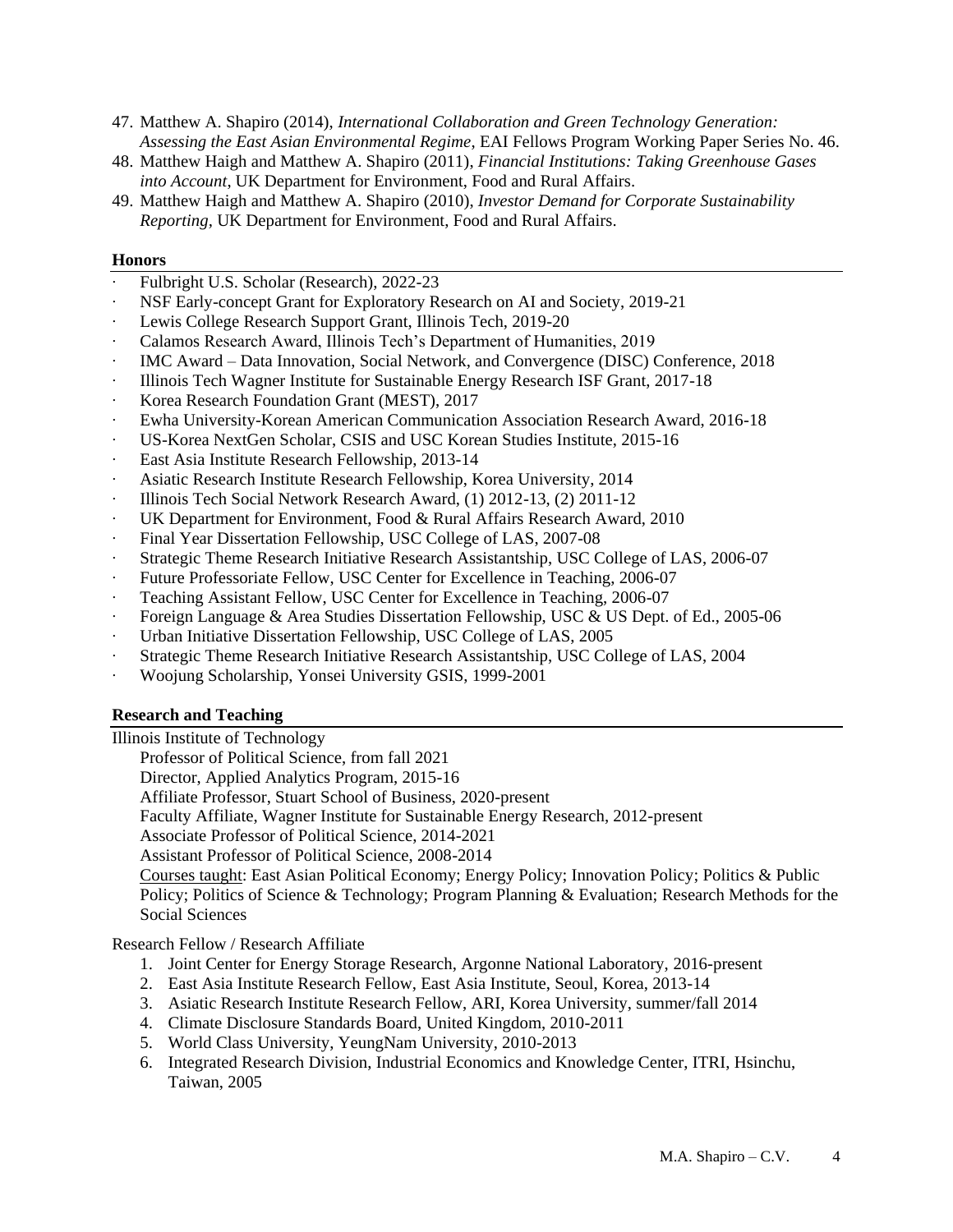47. Matthew A. Shapiro (2014), *International Collaboration and Green Technology Generation: Assessing the East Asian Environmental Regime*, EAI Fellows Program Working Paper Series No. 46.
48. Matthew Haigh and Matthew A. Shapiro (2011), *Financial Institutions: Taking Greenhouse Gases into Account*, UK Department for Environment, Food and Rural Affairs.
49. Matthew Haigh and Matthew A. Shapiro (2010), *Investor Demand for Corporate Sustainability Reporting*, UK Department for Environment, Food and Rural Affairs.

## Honors

- Fulbright U.S. Scholar (Research), 2022-23
- NSF Early-concept Grant for Exploratory Research on AI and Society, 2019-21
- Lewis College Research Support Grant, Illinois Tech, 2019-20
- Calamos Research Award, Illinois Tech's Department of Humanities, 2019
- IMC Award – Data Innovation, Social Network, and Convergence (DISC) Conference, 2018
- Illinois Tech Wagner Institute for Sustainable Energy Research ISF Grant, 2017-18
- Korea Research Foundation Grant (MEST), 2017
- Ewha University-Korean American Communication Association Research Award, 2016-18
- US-Korea NextGen Scholar, CSIS and USC Korean Studies Institute, 2015-16
- East Asia Institute Research Fellowship, 2013-14
- Asiatic Research Institute Research Fellowship, Korea University, 2014
- Illinois Tech Social Network Research Award, (1) 2012-13, (2) 2011-12
- UK Department for Environment, Food & Rural Affairs Research Award, 2010
- Final Year Dissertation Fellowship, USC College of LAS, 2007-08
- Strategic Theme Research Initiative Research Assistantship, USC College of LAS, 2006-07
- Future Professoriate Fellow, USC Center for Excellence in Teaching, 2006-07
- Teaching Assistant Fellow, USC Center for Excellence in Teaching, 2006-07
- Foreign Language & Area Studies Dissertation Fellowship, USC & US Dept. of Ed., 2005-06
- Urban Initiative Dissertation Fellowship, USC College of LAS, 2005
- Strategic Theme Research Initiative Research Assistantship, USC College of LAS, 2004
- Woojung Scholarship, Yonsei University GSIS, 1999-2001

## Research and Teaching

Illinois Institute of Technology

Professor of Political Science, from fall 2021
Director, Applied Analytics Program, 2015-16
Affiliate Professor, Stuart School of Business, 2020-present
Faculty Affiliate, Wagner Institute for Sustainable Energy Research, 2012-present
Associate Professor of Political Science, 2014-2021
Assistant Professor of Political Science, 2008-2014
Courses taught: East Asian Political Economy; Energy Policy; Innovation Policy; Politics & Public Policy; Politics of Science & Technology; Program Planning & Evaluation; Research Methods for the Social Sciences

Research Fellow / Research Affiliate

1. Joint Center for Energy Storage Research, Argonne National Laboratory, 2016-present
2. East Asia Institute Research Fellow, East Asia Institute, Seoul, Korea, 2013-14
3. Asiatic Research Institute Research Fellow, ARI, Korea University, summer/fall 2014
4. Climate Disclosure Standards Board, United Kingdom, 2010-2011
5. World Class University, YeungNam University, 2010-2013
6. Integrated Research Division, Industrial Economics and Knowledge Center, ITRI, Hsinchu, Taiwan, 2005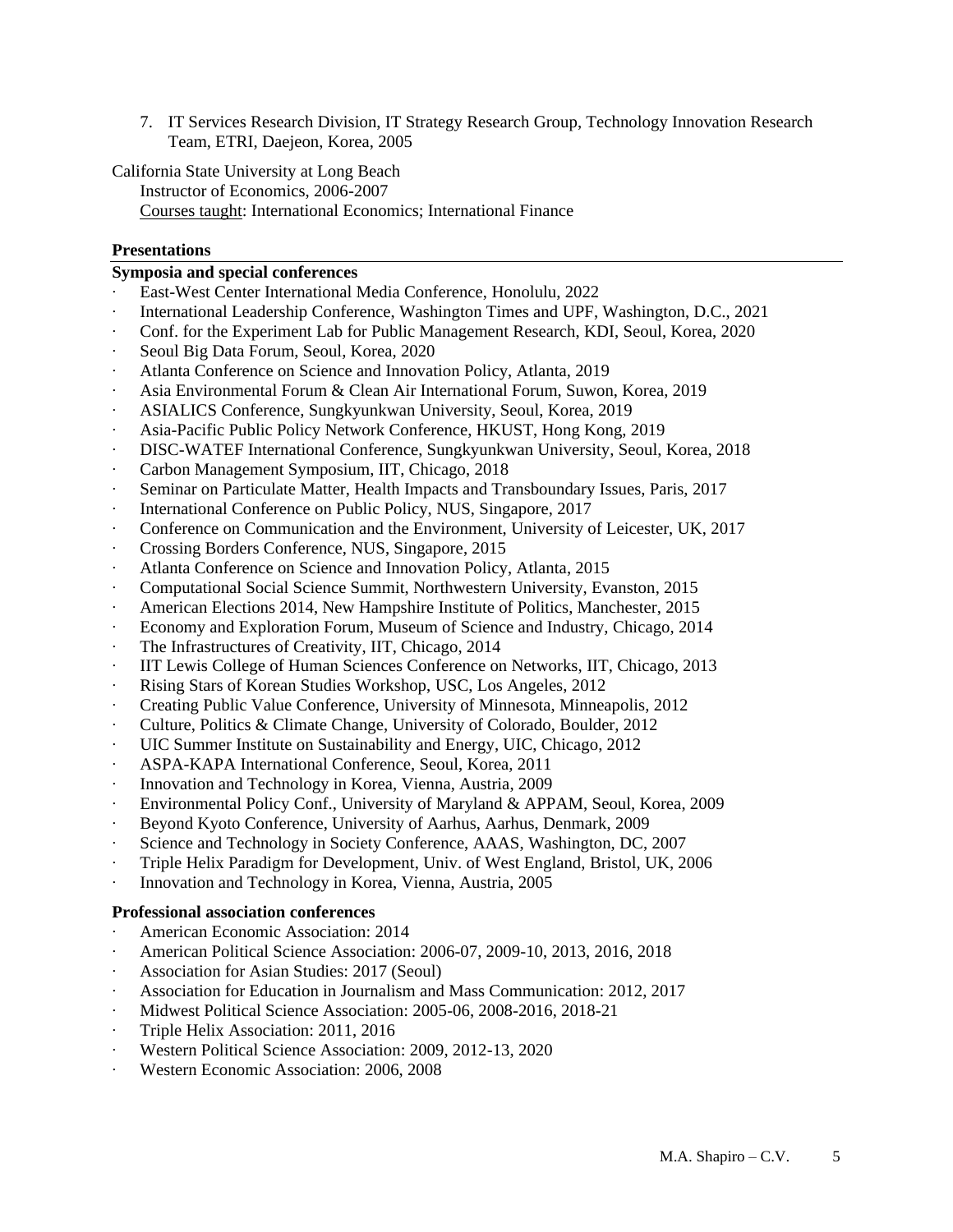7. IT Services Research Division, IT Strategy Research Group, Technology Innovation Research Team, ETRI, Daejeon, Korea, 2005

California State University at Long Beach
Instructor of Economics, 2006-2007
Courses taught: International Economics; International Finance

## Presentations

### Symposia and special conferences

- East-West Center International Media Conference, Honolulu, 2022
- International Leadership Conference, Washington Times and UPF, Washington, D.C., 2021
- Conf. for the Experiment Lab for Public Management Research, KDI, Seoul, Korea, 2020
- Seoul Big Data Forum, Seoul, Korea, 2020
- Atlanta Conference on Science and Innovation Policy, Atlanta, 2019
- Asia Environmental Forum & Clean Air International Forum, Suwon, Korea, 2019
- ASIALICS Conference, Sungkyunkwan University, Seoul, Korea, 2019
- Asia-Pacific Public Policy Network Conference, HKUST, Hong Kong, 2019
- DISC-WATEF International Conference, Sungkyunkwan University, Seoul, Korea, 2018
- Carbon Management Symposium, IIT, Chicago, 2018
- Seminar on Particulate Matter, Health Impacts and Transboundary Issues, Paris, 2017
- International Conference on Public Policy, NUS, Singapore, 2017
- Conference on Communication and the Environment, University of Leicester, UK, 2017
- Crossing Borders Conference, NUS, Singapore, 2015
- Atlanta Conference on Science and Innovation Policy, Atlanta, 2015
- Computational Social Science Summit, Northwestern University, Evanston, 2015
- American Elections 2014, New Hampshire Institute of Politics, Manchester, 2015
- Economy and Exploration Forum, Museum of Science and Industry, Chicago, 2014
- The Infrastructures of Creativity, IIT, Chicago, 2014
- IIT Lewis College of Human Sciences Conference on Networks, IIT, Chicago, 2013
- Rising Stars of Korean Studies Workshop, USC, Los Angeles, 2012
- Creating Public Value Conference, University of Minnesota, Minneapolis, 2012
- Culture, Politics & Climate Change, University of Colorado, Boulder, 2012
- UIC Summer Institute on Sustainability and Energy, UIC, Chicago, 2012
- ASPA-KAPA International Conference, Seoul, Korea, 2011
- Innovation and Technology in Korea, Vienna, Austria, 2009
- Environmental Policy Conf., University of Maryland & APPAM, Seoul, Korea, 2009
- Beyond Kyoto Conference, University of Aarhus, Aarhus, Denmark, 2009
- Science and Technology in Society Conference, AAAS, Washington, DC, 2007
- Triple Helix Paradigm for Development, Univ. of West England, Bristol, UK, 2006
- Innovation and Technology in Korea, Vienna, Austria, 2005

### Professional association conferences

- American Economic Association: 2014
- American Political Science Association: 2006-07, 2009-10, 2013, 2016, 2018
- Association for Asian Studies: 2017 (Seoul)
- Association for Education in Journalism and Mass Communication: 2012, 2017
- Midwest Political Science Association: 2005-06, 2008-2016, 2018-21
- Triple Helix Association: 2011, 2016
- Western Political Science Association: 2009, 2012-13, 2020
- Western Economic Association: 2006, 2008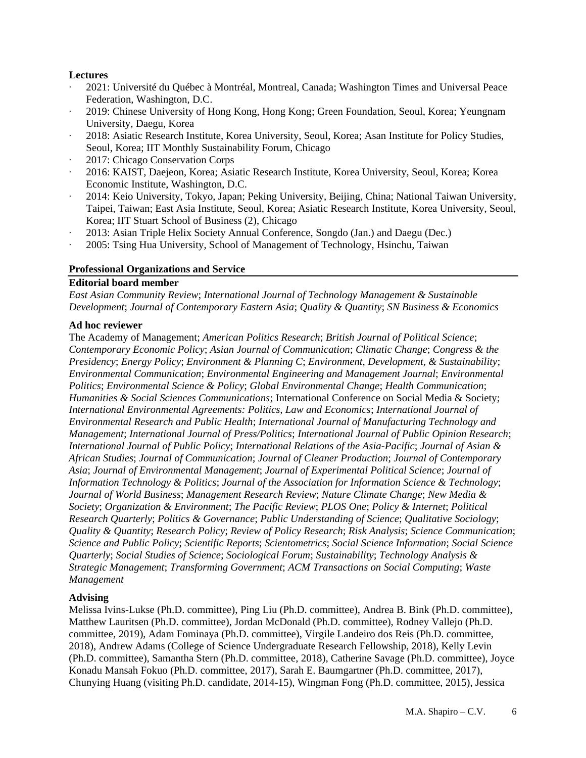**Lectures**

- 2021: Université du Québec à Montréal, Montreal, Canada; Washington Times and Universal Peace Federation, Washington, D.C.
- 2019: Chinese University of Hong Kong, Hong Kong; Green Foundation, Seoul, Korea; Yeungnam University, Daegu, Korea
- 2018: Asiatic Research Institute, Korea University, Seoul, Korea; Asan Institute for Policy Studies, Seoul, Korea; IIT Monthly Sustainability Forum, Chicago
- 2017: Chicago Conservation Corps
- 2016: KAIST, Daejeon, Korea; Asiatic Research Institute, Korea University, Seoul, Korea; Korea Economic Institute, Washington, D.C.
- 2014: Keio University, Tokyo, Japan; Peking University, Beijing, China; National Taiwan University, Taipei, Taiwan; East Asia Institute, Seoul, Korea; Asiatic Research Institute, Korea University, Seoul, Korea; IIT Stuart School of Business (2), Chicago
- 2013: Asian Triple Helix Society Annual Conference, Songdo (Jan.) and Daegu (Dec.)
- 2005: Tsing Hua University, School of Management of Technology, Hsinchu, Taiwan

## Professional Organizations and Service

**Editorial board member**

*East Asian Community Review*; *International Journal of Technology Management & Sustainable Development*; *Journal of Contemporary Eastern Asia*; *Quality & Quantity*; *SN Business & Economics*

**Ad hoc reviewer**

The Academy of Management; *American Politics Research*; *British Journal of Political Science*; *Contemporary Economic Policy*; *Asian Journal of Communication*; *Climatic Change*; *Congress & the Presidency*; *Energy Policy*; *Environment & Planning C*; *Environment, Development, & Sustainability*; *Environmental Communication*; *Environmental Engineering and Management Journal*; *Environmental Politics*; *Environmental Science & Policy*; *Global Environmental Change*; *Health Communication*; *Humanities & Social Sciences Communications*; International Conference on Social Media & Society; *International Environmental Agreements: Politics, Law and Economics*; *International Journal of Environmental Research and Public Health*; *International Journal of Manufacturing Technology and Management*; *International Journal of Press/Politics*; *International Journal of Public Opinion Research*; *International Journal of Public Policy*; *International Relations of the Asia-Pacific*; *Journal of Asian & African Studies*; *Journal of Communication*; *Journal of Cleaner Production*; *Journal of Contemporary Asia*; *Journal of Environmental Management*; *Journal of Experimental Political Science*; *Journal of Information Technology & Politics*; *Journal of the Association for Information Science & Technology*; *Journal of World Business*; *Management Research Review*; *Nature Climate Change*; *New Media & Society*; *Organization & Environment*; *The Pacific Review*; *PLOS One*; *Policy & Internet*; *Political Research Quarterly*; *Politics & Governance*; *Public Understanding of Science*; *Qualitative Sociology*; *Quality & Quantity*; *Research Policy*; *Review of Policy Research*; *Risk Analysis*; *Science Communication*; *Science and Public Policy*; *Scientific Reports*; *Scientometrics*; *Social Science Information*; *Social Science Quarterly*; *Social Studies of Science*; *Sociological Forum*; *Sustainability*; *Technology Analysis & Strategic Management*; *Transforming Government*; *ACM Transactions on Social Computing*; *Waste Management*

**Advising**

Melissa Ivins-Lukse (Ph.D. committee), Ping Liu (Ph.D. committee), Andrea B. Bink (Ph.D. committee), Matthew Lauritsen (Ph.D. committee), Jordan McDonald (Ph.D. committee), Rodney Vallejo (Ph.D. committee, 2019), Adam Fominaya (Ph.D. committee), Virgile Landeiro dos Reis (Ph.D. committee, 2018), Andrew Adams (College of Science Undergraduate Research Fellowship, 2018), Kelly Levin (Ph.D. committee), Samantha Stern (Ph.D. committee, 2018), Catherine Savage (Ph.D. committee), Joyce Konadu Mansah Fokuo (Ph.D. committee, 2017), Sarah E. Baumgartner (Ph.D. committee, 2017), Chunying Huang (visiting Ph.D. candidate, 2014-15), Wingman Fong (Ph.D. committee, 2015), Jessica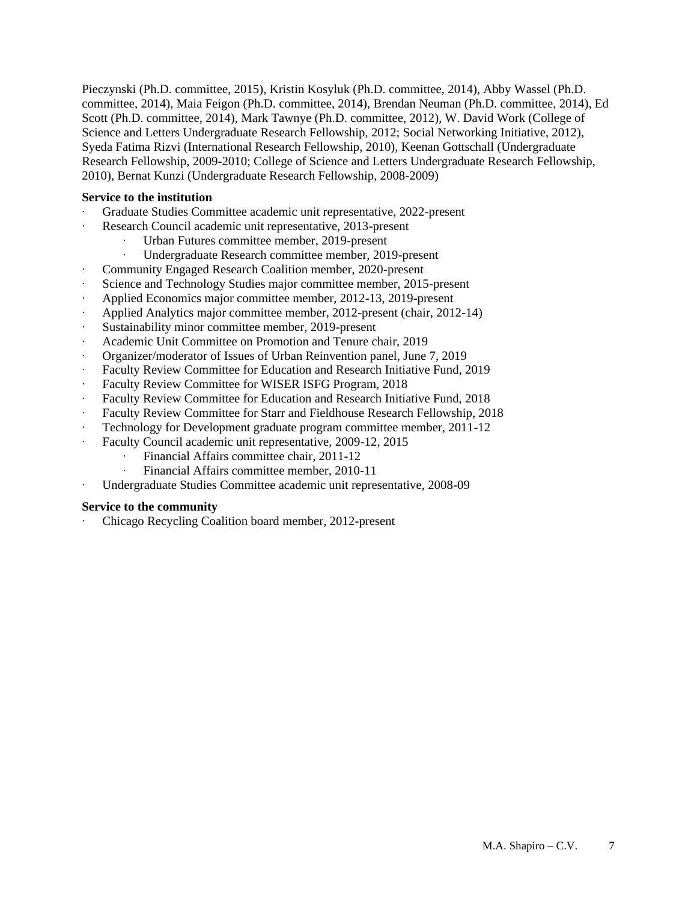Pieczynski (Ph.D. committee, 2015), Kristin Kosyluk (Ph.D. committee, 2014), Abby Wassel (Ph.D. committee, 2014), Maia Feigon (Ph.D. committee, 2014), Brendan Neuman (Ph.D. committee, 2014), Ed Scott (Ph.D. committee, 2014), Mark Tawnye (Ph.D. committee, 2012), W. David Work (College of Science and Letters Undergraduate Research Fellowship, 2012; Social Networking Initiative, 2012), Syeda Fatima Rizvi (International Research Fellowship, 2010), Keenan Gottschall (Undergraduate Research Fellowship, 2009-2010; College of Science and Letters Undergraduate Research Fellowship, 2010), Bernat Kunzi (Undergraduate Research Fellowship, 2008-2009)

**Service to the institution**

- Graduate Studies Committee academic unit representative, 2022-present
- Research Council academic unit representative, 2013-present
  - Urban Futures committee member, 2019-present
  - Undergraduate Research committee member, 2019-present
- Community Engaged Research Coalition member, 2020-present
- Science and Technology Studies major committee member, 2015-present
- Applied Economics major committee member, 2012-13, 2019-present
- Applied Analytics major committee member, 2012-present (chair, 2012-14)
- Sustainability minor committee member, 2019-present
- Academic Unit Committee on Promotion and Tenure chair, 2019
- Organizer/moderator of Issues of Urban Reinvention panel, June 7, 2019
- Faculty Review Committee for Education and Research Initiative Fund, 2019
- Faculty Review Committee for WISER ISFG Program, 2018
- Faculty Review Committee for Education and Research Initiative Fund, 2018
- Faculty Review Committee for Starr and Fieldhouse Research Fellowship, 2018
- Technology for Development graduate program committee member, 2011-12
- Faculty Council academic unit representative, 2009-12, 2015
  - Financial Affairs committee chair, 2011-12
  - Financial Affairs committee member, 2010-11
- Undergraduate Studies Committee academic unit representative, 2008-09

**Service to the community**

- Chicago Recycling Coalition board member, 2012-present